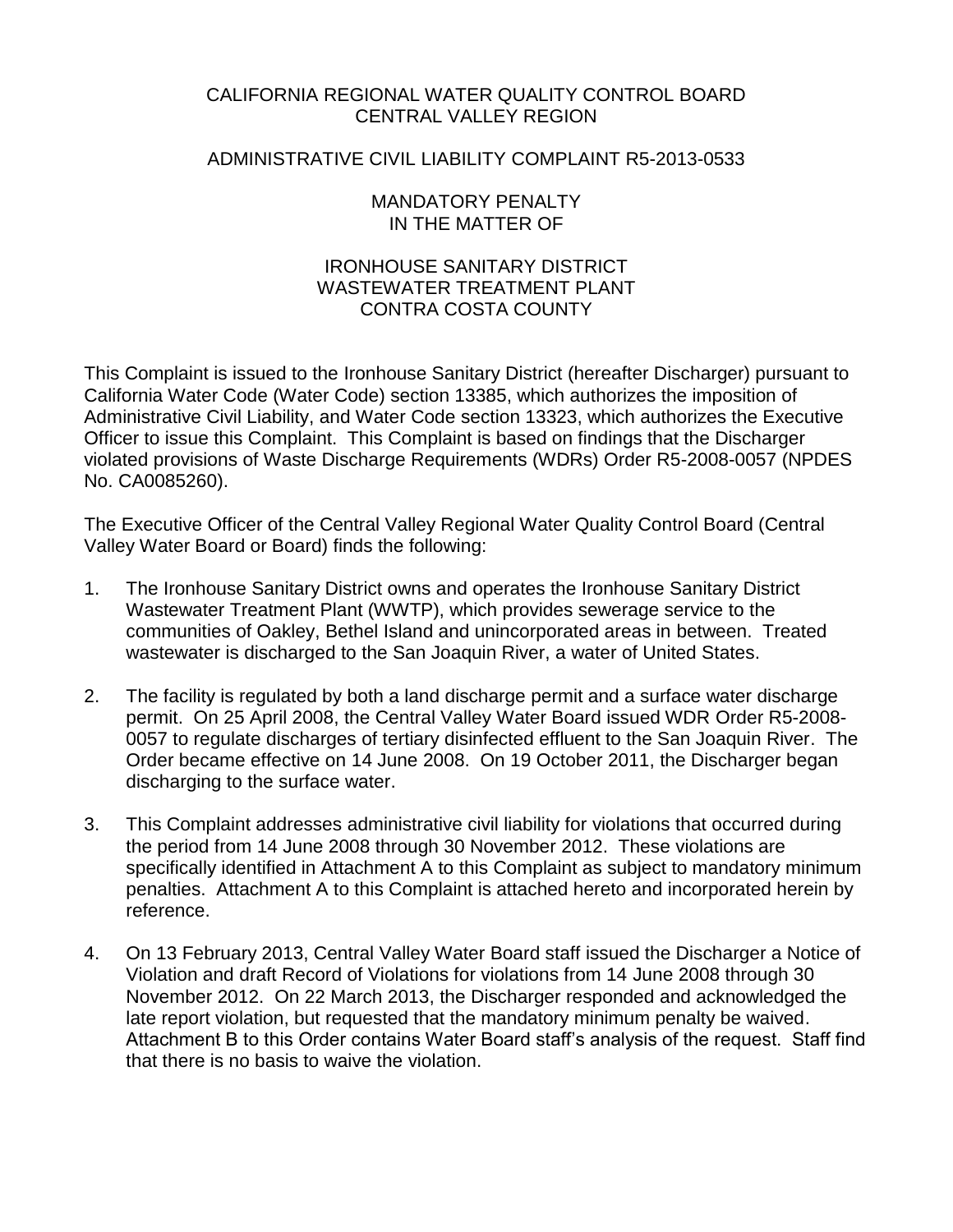CALIFORNIA REGIONAL WATER QUALITY CONTROL BOARD
CENTRAL VALLEY REGION

ADMINISTRATIVE CIVIL LIABILITY COMPLAINT R5-2013-0533

MANDATORY PENALTY
IN THE MATTER OF

IRONHOUSE SANITARY DISTRICT
WASTEWATER TREATMENT PLANT
CONTRA COSTA COUNTY

This Complaint is issued to the Ironhouse Sanitary District (hereafter Discharger) pursuant to California Water Code (Water Code) section 13385, which authorizes the imposition of Administrative Civil Liability, and Water Code section 13323, which authorizes the Executive Officer to issue this Complaint. This Complaint is based on findings that the Discharger violated provisions of Waste Discharge Requirements (WDRs) Order R5-2008-0057 (NPDES No. CA0085260).

The Executive Officer of the Central Valley Regional Water Quality Control Board (Central Valley Water Board or Board) finds the following:

1. The Ironhouse Sanitary District owns and operates the Ironhouse Sanitary District Wastewater Treatment Plant (WWTP), which provides sewerage service to the communities of Oakley, Bethel Island and unincorporated areas in between. Treated wastewater is discharged to the San Joaquin River, a water of United States.

2. The facility is regulated by both a land discharge permit and a surface water discharge permit. On 25 April 2008, the Central Valley Water Board issued WDR Order R5-2008-0057 to regulate discharges of tertiary disinfected effluent to the San Joaquin River. The Order became effective on 14 June 2008. On 19 October 2011, the Discharger began discharging to the surface water.

3. This Complaint addresses administrative civil liability for violations that occurred during the period from 14 June 2008 through 30 November 2012. These violations are specifically identified in Attachment A to this Complaint as subject to mandatory minimum penalties. Attachment A to this Complaint is attached hereto and incorporated herein by reference.

4. On 13 February 2013, Central Valley Water Board staff issued the Discharger a Notice of Violation and draft Record of Violations for violations from 14 June 2008 through 30 November 2012. On 22 March 2013, the Discharger responded and acknowledged the late report violation, but requested that the mandatory minimum penalty be waived. Attachment B to this Order contains Water Board staff's analysis of the request. Staff find that there is no basis to waive the violation.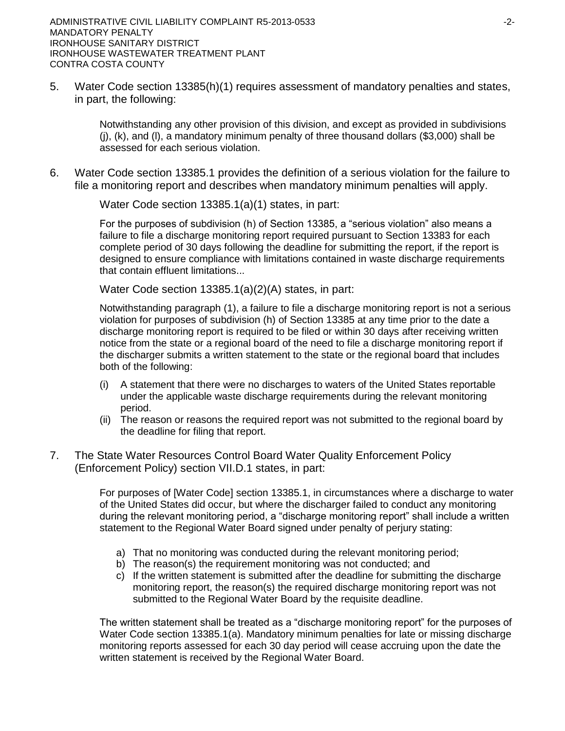5. Water Code section 13385(h)(1) requires assessment of mandatory penalties and states, in part, the following:

   > Notwithstanding any other provision of this division, and except as provided in subdivisions (j), (k), and (l), a mandatory minimum penalty of three thousand dollars ($3,000) shall be assessed for each serious violation.

6. Water Code section 13385.1 provides the definition of a serious violation for the failure to file a monitoring report and describes when mandatory minimum penalties will apply.

   Water Code section 13385.1(a)(1) states, in part:

   > For the purposes of subdivision (h) of Section 13385, a "serious violation" also means a failure to file a discharge monitoring report required pursuant to Section 13383 for each complete period of 30 days following the deadline for submitting the report, if the report is designed to ensure compliance with limitations contained in waste discharge requirements that contain effluent limitations...

   Water Code section 13385.1(a)(2)(A) states, in part:

   > Notwithstanding paragraph (1), a failure to file a discharge monitoring report is not a serious violation for purposes of subdivision (h) of Section 13385 at any time prior to the date a discharge monitoring report is required to be filed or within 30 days after receiving written notice from the state or a regional board of the need to file a discharge monitoring report if the discharger submits a written statement to the state or the regional board that includes both of the following:
   >
   > (i) A statement that there were no discharges to waters of the United States reportable under the applicable waste discharge requirements during the relevant monitoring period.
   >
   > (ii) The reason or reasons the required report was not submitted to the regional board by the deadline for filing that report.

7. The State Water Resources Control Board Water Quality Enforcement Policy (Enforcement Policy) section VII.D.1 states, in part:

   > For purposes of [Water Code] section 13385.1, in circumstances where a discharge to water of the United States did occur, but where the discharger failed to conduct any monitoring during the relevant monitoring period, a "discharge monitoring report" shall include a written statement to the Regional Water Board signed under penalty of perjury stating:
   >
   > a) That no monitoring was conducted during the relevant monitoring period;
   > b) The reason(s) the requirement monitoring was not conducted; and
   > c) If the written statement is submitted after the deadline for submitting the discharge monitoring report, the reason(s) the required discharge monitoring report was not submitted to the Regional Water Board by the requisite deadline.
   >
   > The written statement shall be treated as a "discharge monitoring report" for the purposes of Water Code section 13385.1(a). Mandatory minimum penalties for late or missing discharge monitoring reports assessed for each 30 day period will cease accruing upon the date the written statement is received by the Regional Water Board.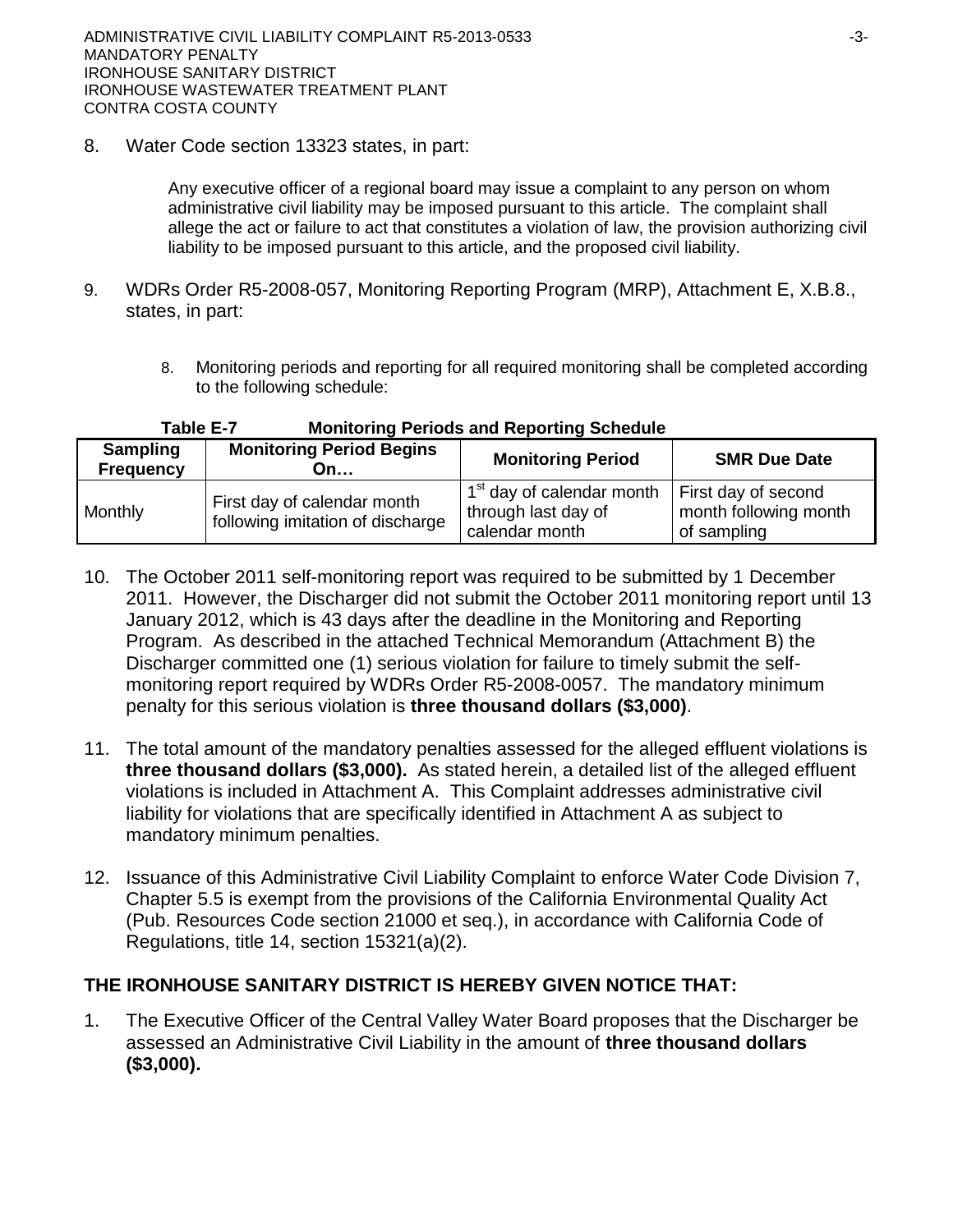8. Water Code section 13323 states, in part:

> Any executive officer of a regional board may issue a complaint to any person on whom administrative civil liability may be imposed pursuant to this article. The complaint shall allege the act or failure to act that constitutes a violation of law, the provision authorizing civil liability to be imposed pursuant to this article, and the proposed civil liability.

9. WDRs Order R5-2008-057, Monitoring Reporting Program (MRP), Attachment E, X.B.8., states, in part:

> 8. Monitoring periods and reporting for all required monitoring shall be completed according to the following schedule:

**Table E-7 Monitoring Periods and Reporting Schedule**

| Sampling Frequency | Monitoring Period Begins On… | Monitoring Period | SMR Due Date |
|---|---|---|---|
| Monthly | First day of calendar month following imitation of discharge | 1st day of calendar month through last day of calendar month | First day of second month following month of sampling |

10. The October 2011 self-monitoring report was required to be submitted by 1 December 2011. However, the Discharger did not submit the October 2011 monitoring report until 13 January 2012, which is 43 days after the deadline in the Monitoring and Reporting Program. As described in the attached Technical Memorandum (Attachment B) the Discharger committed one (1) serious violation for failure to timely submit the self-monitoring report required by WDRs Order R5-2008-0057. The mandatory minimum penalty for this serious violation is **three thousand dollars ($3,000)**.

11. The total amount of the mandatory penalties assessed for the alleged effluent violations is **three thousand dollars ($3,000).** As stated herein, a detailed list of the alleged effluent violations is included in Attachment A. This Complaint addresses administrative civil liability for violations that are specifically identified in Attachment A as subject to mandatory minimum penalties.

12. Issuance of this Administrative Civil Liability Complaint to enforce Water Code Division 7, Chapter 5.5 is exempt from the provisions of the California Environmental Quality Act (Pub. Resources Code section 21000 et seq.), in accordance with California Code of Regulations, title 14, section 15321(a)(2).

## THE IRONHOUSE SANITARY DISTRICT IS HEREBY GIVEN NOTICE THAT:

1. The Executive Officer of the Central Valley Water Board proposes that the Discharger be assessed an Administrative Civil Liability in the amount of **three thousand dollars ($3,000).**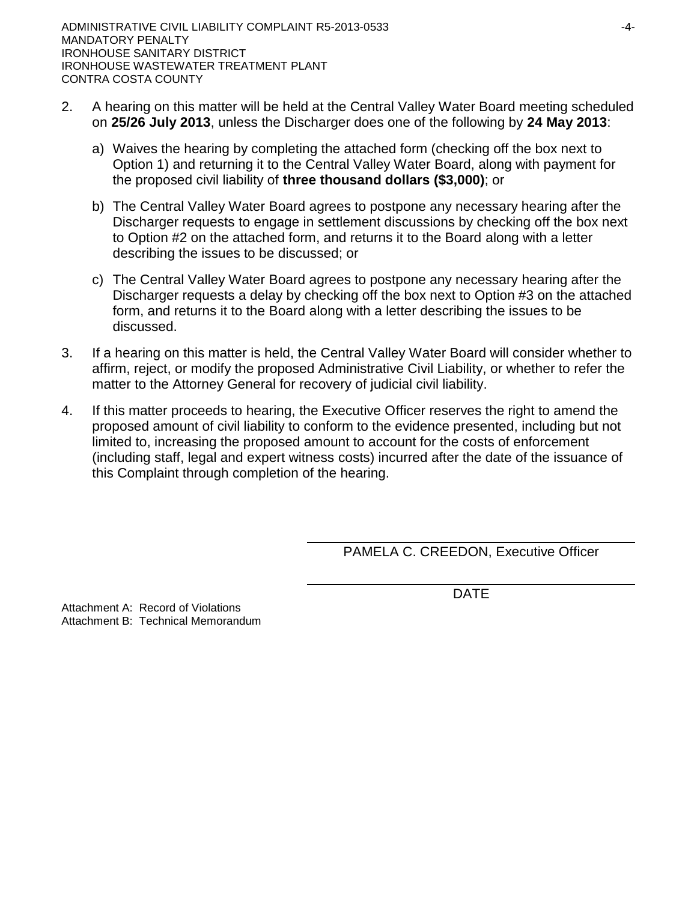2. A hearing on this matter will be held at the Central Valley Water Board meeting scheduled on **25/26 July 2013**, unless the Discharger does one of the following by **24 May 2013**:

   a) Waives the hearing by completing the attached form (checking off the box next to Option 1) and returning it to the Central Valley Water Board, along with payment for the proposed civil liability of **three thousand dollars ($3,000)**; or

   b) The Central Valley Water Board agrees to postpone any necessary hearing after the Discharger requests to engage in settlement discussions by checking off the box next to Option #2 on the attached form, and returns it to the Board along with a letter describing the issues to be discussed; or

   c) The Central Valley Water Board agrees to postpone any necessary hearing after the Discharger requests a delay by checking off the box next to Option #3 on the attached form, and returns it to the Board along with a letter describing the issues to be discussed.

3. If a hearing on this matter is held, the Central Valley Water Board will consider whether to affirm, reject, or modify the proposed Administrative Civil Liability, or whether to refer the matter to the Attorney General for recovery of judicial civil liability.

4. If this matter proceeds to hearing, the Executive Officer reserves the right to amend the proposed amount of civil liability to conform to the evidence presented, including but not limited to, increasing the proposed amount to account for the costs of enforcement (including staff, legal and expert witness costs) incurred after the date of the issuance of this Complaint through completion of the hearing.

PAMELA C. CREEDON, Executive Officer

DATE

Attachment A: Record of Violations
Attachment B: Technical Memorandum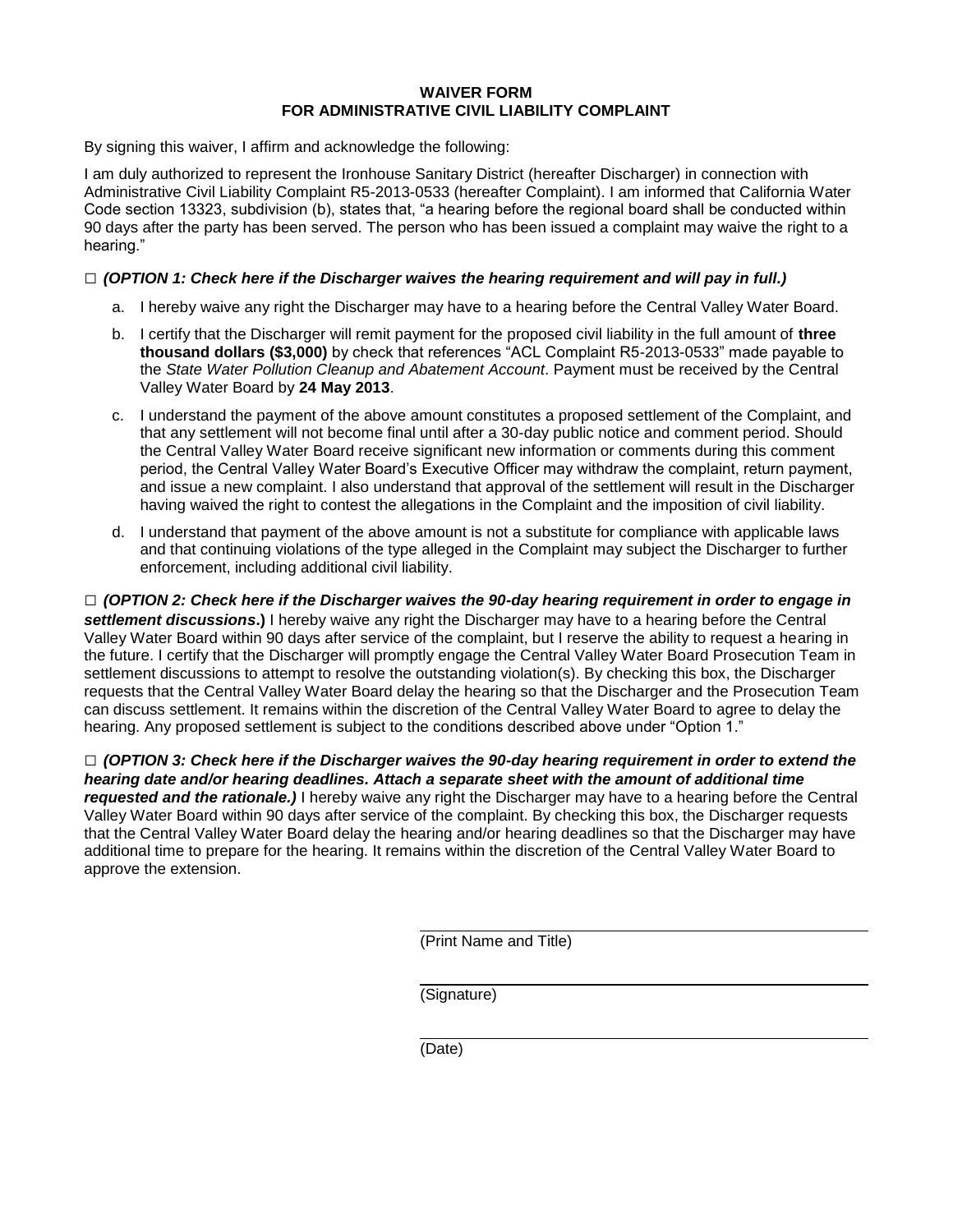**WAIVER FORM**
**FOR ADMINISTRATIVE CIVIL LIABILITY COMPLAINT**

By signing this waiver, I affirm and acknowledge the following:

I am duly authorized to represent the Ironhouse Sanitary District (hereafter Discharger) in connection with Administrative Civil Liability Complaint R5-2013-0533 (hereafter Complaint). I am informed that California Water Code section 13323, subdivision (b), states that, "a hearing before the regional board shall be conducted within 90 days after the party has been served. The person who has been issued a complaint may waive the right to a hearing."

□ ***(OPTION 1: Check here if the Discharger waives the hearing requirement and will pay in full.)***

a. I hereby waive any right the Discharger may have to a hearing before the Central Valley Water Board.

b. I certify that the Discharger will remit payment for the proposed civil liability in the full amount of **three thousand dollars ($3,000)** by check that references "ACL Complaint R5-2013-0533" made payable to the *State Water Pollution Cleanup and Abatement Account*. Payment must be received by the Central Valley Water Board by **24 May 2013**.

c. I understand the payment of the above amount constitutes a proposed settlement of the Complaint, and that any settlement will not become final until after a 30-day public notice and comment period. Should the Central Valley Water Board receive significant new information or comments during this comment period, the Central Valley Water Board's Executive Officer may withdraw the complaint, return payment, and issue a new complaint. I also understand that approval of the settlement will result in the Discharger having waived the right to contest the allegations in the Complaint and the imposition of civil liability.

d. I understand that payment of the above amount is not a substitute for compliance with applicable laws and that continuing violations of the type alleged in the Complaint may subject the Discharger to further enforcement, including additional civil liability.

□ ***(OPTION 2: Check here if the Discharger waives the 90-day hearing requirement in order to engage in settlement discussions*.)** I hereby waive any right the Discharger may have to a hearing before the Central Valley Water Board within 90 days after service of the complaint, but I reserve the ability to request a hearing in the future. I certify that the Discharger will promptly engage the Central Valley Water Board Prosecution Team in settlement discussions to attempt to resolve the outstanding violation(s). By checking this box, the Discharger requests that the Central Valley Water Board delay the hearing so that the Discharger and the Prosecution Team can discuss settlement. It remains within the discretion of the Central Valley Water Board to agree to delay the hearing. Any proposed settlement is subject to the conditions described above under "Option 1."

□ ***(OPTION 3: Check here if the Discharger waives the 90-day hearing requirement in order to extend the hearing date and/or hearing deadlines. Attach a separate sheet with the amount of additional time requested and the rationale.)*** I hereby waive any right the Discharger may have to a hearing before the Central Valley Water Board within 90 days after service of the complaint. By checking this box, the Discharger requests that the Central Valley Water Board delay the hearing and/or hearing deadlines so that the Discharger may have additional time to prepare for the hearing. It remains within the discretion of the Central Valley Water Board to approve the extension.

\_\_\_\_\_\_\_\_\_\_\_\_\_\_\_\_\_\_\_\_\_\_\_\_\_\_\_\_\_\_\_\_\_\_\_\_
(Print Name and Title)

\_\_\_\_\_\_\_\_\_\_\_\_\_\_\_\_\_\_\_\_\_\_\_\_\_\_\_\_\_\_\_\_\_\_\_\_
(Signature)

\_\_\_\_\_\_\_\_\_\_\_\_\_\_\_\_\_\_\_\_\_\_\_\_\_\_\_\_\_\_\_\_\_\_\_\_
(Date)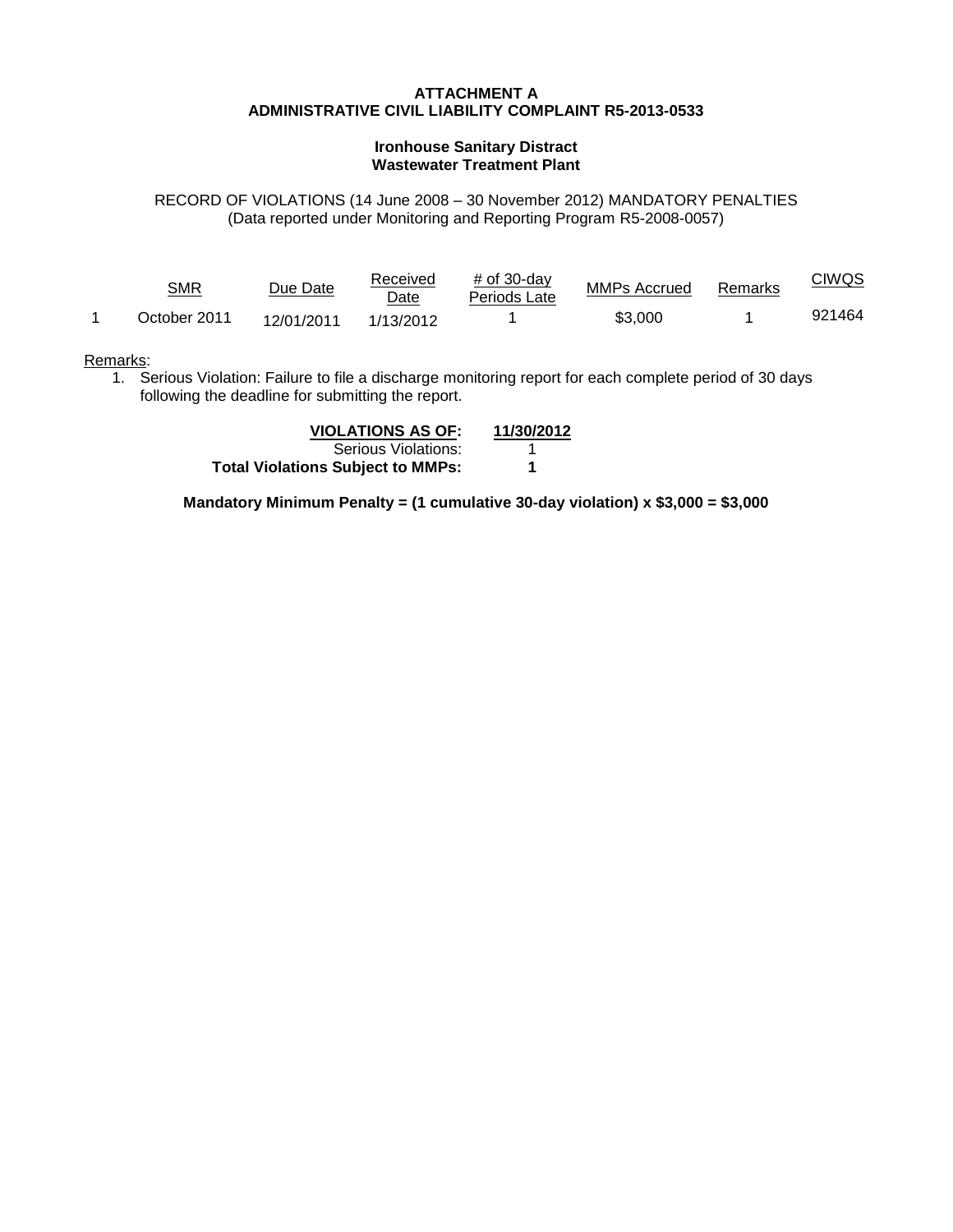**ATTACHMENT A**
**ADMINISTRATIVE CIVIL LIABILITY COMPLAINT R5-2013-0533**

**Ironhouse Sanitary Distract**
**Wastewater Treatment Plant**

RECORD OF VIOLATIONS (14 June 2008 – 30 November 2012) MANDATORY PENALTIES
(Data reported under Monitoring and Reporting Program R5-2008-0057)

| | SMR | Due Date | Received Date | # of 30-day Periods Late | MMPs Accrued | Remarks | CIWQS |
|---|---|---|---|---|---|---|---|
| 1 | October 2011 | 12/01/2011 | 1/13/2012 | 1 | $3,000 | 1 | 921464 |

Remarks:

1. Serious Violation: Failure to file a discharge monitoring report for each complete period of 30 days following the deadline for submitting the report.

| | |
|---|---|
| **VIOLATIONS AS OF:** | **11/30/2012** |
| Serious Violations: | 1 |
| **Total Violations Subject to MMPs:** | **1** |

**Mandatory Minimum Penalty = (1 cumulative 30-day violation) x $3,000 = $3,000**